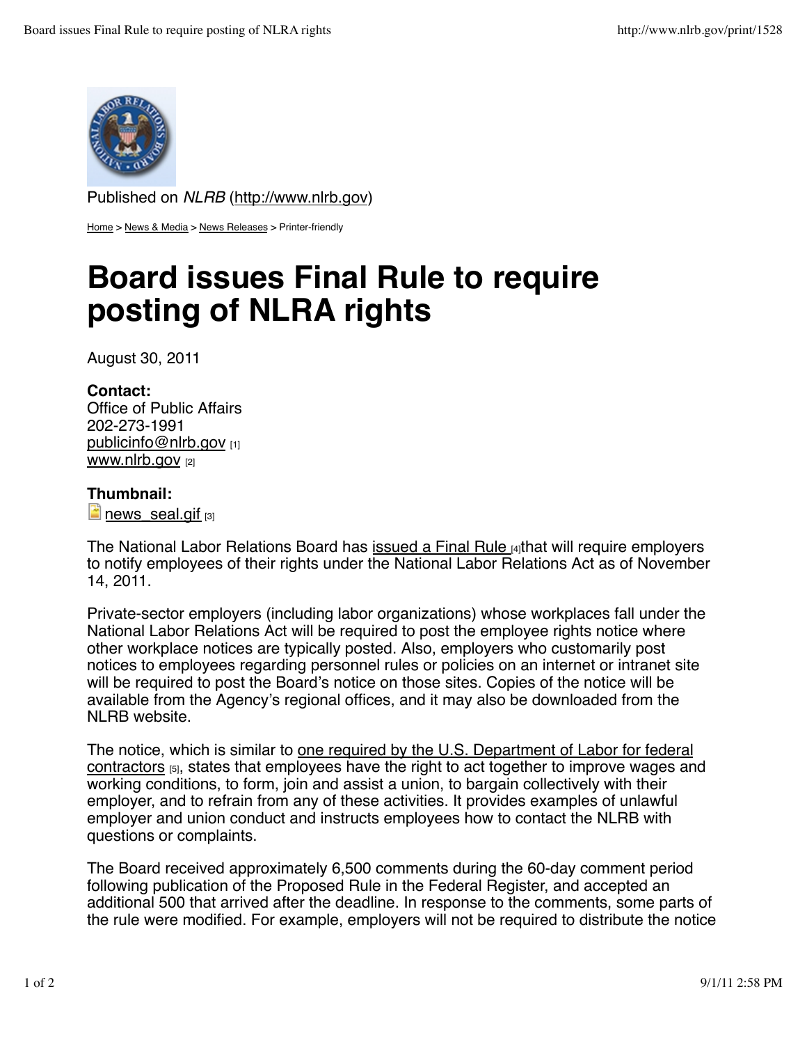Published on *NLRB* (http://www.nlrb.gov)

Home > News & Media > News Releases > Printer-friendly

# Board issues Final Rule to require posting of NLRA rights

August 30, 2011

**Contact:**
Office of Public Affairs
202-273-1991
publicinfo@nlrb.gov [1]
www.nlrb.gov [2]

**Thumbnail:**
news_seal.gif [3]

The National Labor Relations Board has issued a Final Rule [4] that will require employers to notify employees of their rights under the National Labor Relations Act as of November 14, 2011.

Private-sector employers (including labor organizations) whose workplaces fall under the National Labor Relations Act will be required to post the employee rights notice where other workplace notices are typically posted. Also, employers who customarily post notices to employees regarding personnel rules or policies on an internet or intranet site will be required to post the Board's notice on those sites. Copies of the notice will be available from the Agency's regional offices, and it may also be downloaded from the NLRB website.

The notice, which is similar to one required by the U.S. Department of Labor for federal contractors [5], states that employees have the right to act together to improve wages and working conditions, to form, join and assist a union, to bargain collectively with their employer, and to refrain from any of these activities. It provides examples of unlawful employer and union conduct and instructs employees how to contact the NLRB with questions or complaints.

The Board received approximately 6,500 comments during the 60-day comment period following publication of the Proposed Rule in the Federal Register, and accepted an additional 500 that arrived after the deadline. In response to the comments, some parts of the rule were modified. For example, employers will not be required to distribute the notice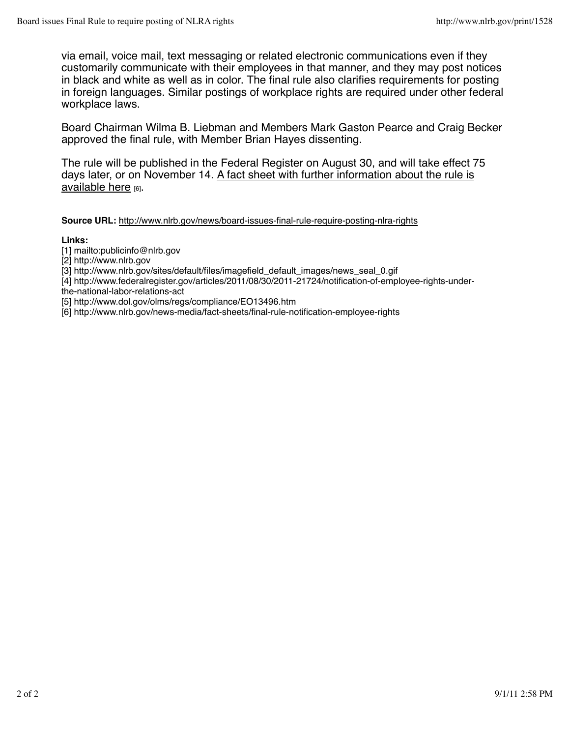via email, voice mail, text messaging or related electronic communications even if they customarily communicate with their employees in that manner, and they may post notices in black and white as well as in color. The final rule also clarifies requirements for posting in foreign languages. Similar postings of workplace rights are required under other federal workplace laws.

Board Chairman Wilma B. Liebman and Members Mark Gaston Pearce and Craig Becker approved the final rule, with Member Brian Hayes dissenting.

The rule will be published in the Federal Register on August 30, and will take effect 75 days later, or on November 14. A fact sheet with further information about the rule is available here [6].

**Source URL:** http://www.nlrb.gov/news/board-issues-final-rule-require-posting-nlra-rights

**Links:**

[1] mailto:publicinfo@nlrb.gov

[2] http://www.nlrb.gov

[3] http://www.nlrb.gov/sites/default/files/imagefield_default_images/news_seal_0.gif

[4] http://www.federalregister.gov/articles/2011/08/30/2011-21724/notification-of-employee-rights-under-the-national-labor-relations-act

[5] http://www.dol.gov/olms/regs/compliance/EO13496.htm

[6] http://www.nlrb.gov/news-media/fact-sheets/final-rule-notification-employee-rights